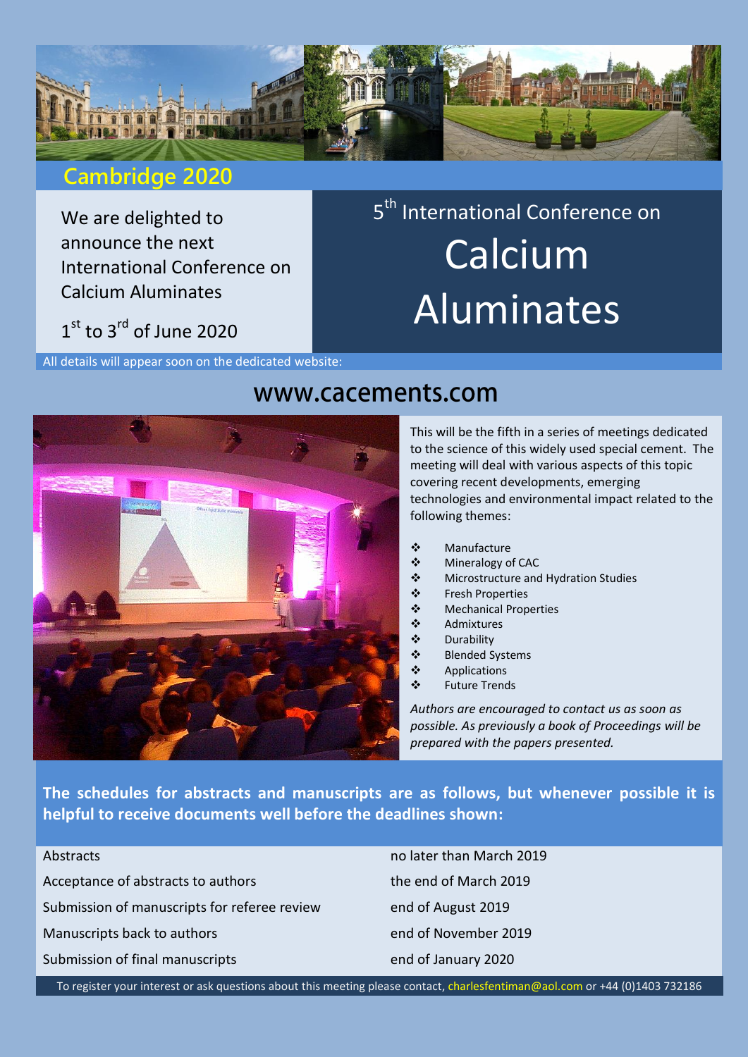## Cambridge 2020

We are delighted to announce the next International Conference on Calcium Aluminates

1st to 3rd of June 2020

# 5th International Conference on Calcium Aluminates

All details will appear soon on the dedicated website:

## www.cacements.com

This will be the fifth in a series of meetings dedicated to the science of this widely used special cement. The meeting will deal with various aspects of this topic covering recent developments, emerging technologies and environmental impact related to the following themes:

- Manufacture
- Mineralogy of CAC
- Microstructure and Hydration Studies
- Fresh Properties
- Mechanical Properties
- Admixtures
- Durability
- Blended Systems
- Applications
- Future Trends

*Authors are encouraged to contact us as soon as possible. As previously a book of Proceedings will be prepared with the papers presented.*

**The schedules for abstracts and manuscripts are as follows, but whenever possible it is helpful to receive documents well before the deadlines shown:**

| | |
|---|---|
| Abstracts | no later than March 2019 |
| Acceptance of abstracts to authors | the end of March 2019 |
| Submission of manuscripts for referee review | end of August 2019 |
| Manuscripts back to authors | end of November 2019 |
| Submission of final manuscripts | end of January 2020 |

To register your interest or ask questions about this meeting please contact, charlesfentiman@aol.com or +44 (0)1403 732186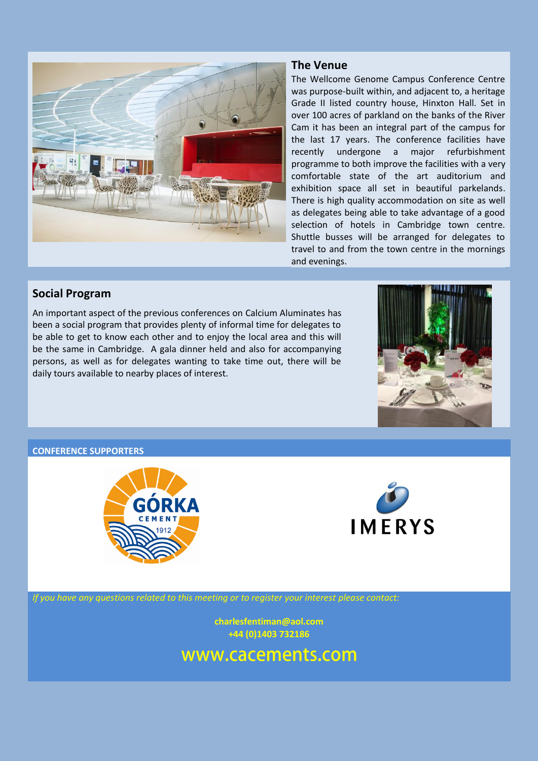## The Venue

The Wellcome Genome Campus Conference Centre was purpose-built within, and adjacent to, a heritage Grade II listed country house, Hinxton Hall. Set in over 100 acres of parkland on the banks of the River Cam it has been an integral part of the campus for the last 17 years. The conference facilities have recently undergone a major refurbishment programme to both improve the facilities with a very comfortable state of the art auditorium and exhibition space all set in beautiful parkelands. There is high quality accommodation on site as well as delegates being able to take advantage of a good selection of hotels in Cambridge town centre. Shuttle busses will be arranged for delegates to travel to and from the town centre in the mornings and evenings.

## Social Program

An important aspect of the previous conferences on Calcium Aluminates has been a social program that provides plenty of informal time for delegates to be able to get to know each other and to enjoy the local area and this will be the same in Cambridge. A gala dinner held and also for accompanying persons, as well as for delegates wanting to take time out, there will be daily tours available to nearby places of interest.

**CONFERENCE SUPPORTERS**

GÓRKA CEMENT 1912

IMERYS

*If you have any questions related to this meeting or to register your interest please contact:*

**charlesfentiman@aol.com**
**+44 (0)1403 732186**

## www.cacements.com